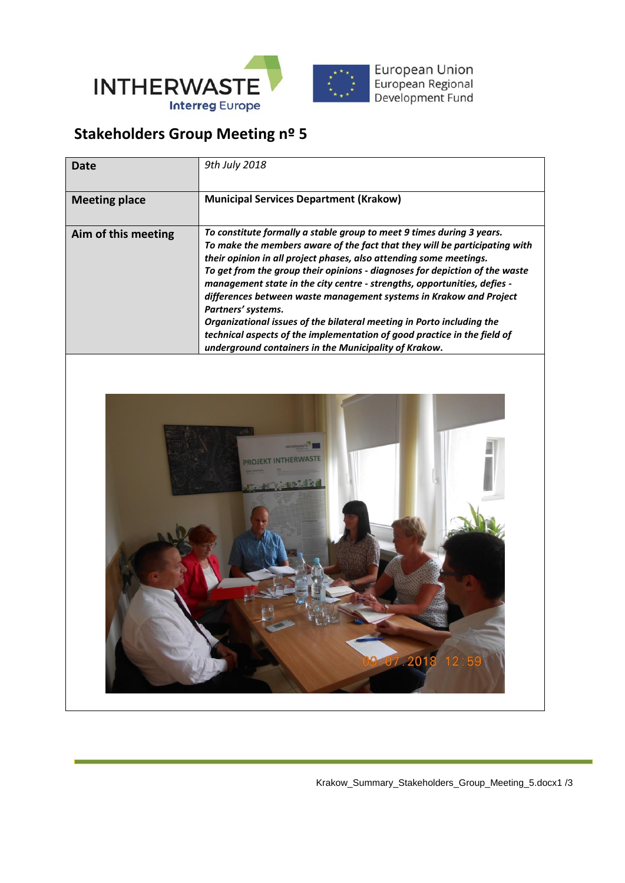## Stakeholders Group Meeting nº 5

| Date | *9th July 2018* |
|---|---|
| **Meeting place** | **Municipal Services Department (Krakow)** |
| **Aim of this meeting** | ***To constitute formally a stable group to meet 9 times during 3 years.*** ***To make the members aware of the fact that they will be participating with their opinion in all project phases, also attending some meetings.*** ***To get from the group their opinions - diagnoses for depiction of the waste management state in the city centre - strengths, opportunities, defies - differences between waste management systems in Krakow and Project Partners' systems.*** ***Organizational issues of the bilateral meeting in Porto including the technical aspects of the implementation of good practice in the field of underground containers in the Municipality of Krakow.*** |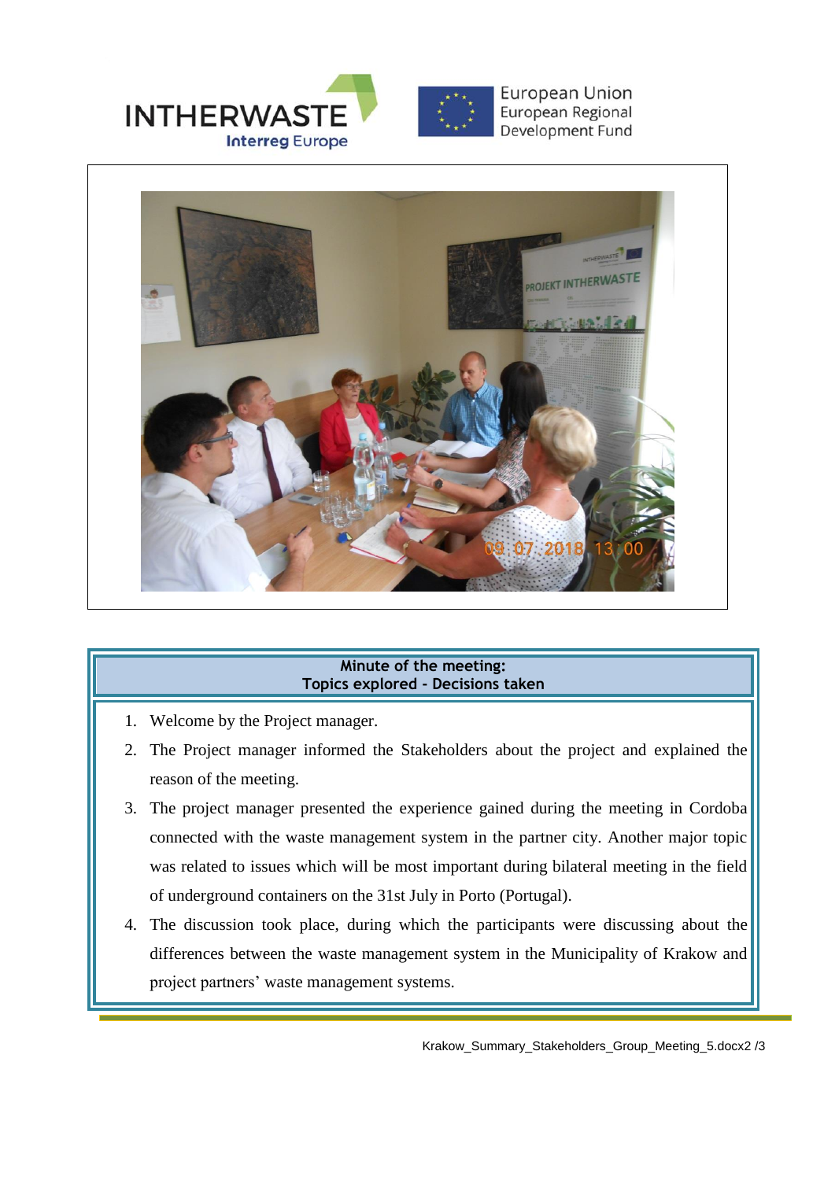**Minute of the meeting:**
**Topics explored - Decisions taken**

1. Welcome by the Project manager.
2. The Project manager informed the Stakeholders about the project and explained the reason of the meeting.
3. The project manager presented the experience gained during the meeting in Cordoba connected with the waste management system in the partner city. Another major topic was related to issues which will be most important during bilateral meeting in the field of underground containers on the 31st July in Porto (Portugal).
4. The discussion took place, during which the participants were discussing about the differences between the waste management system in the Municipality of Krakow and project partners' waste management systems.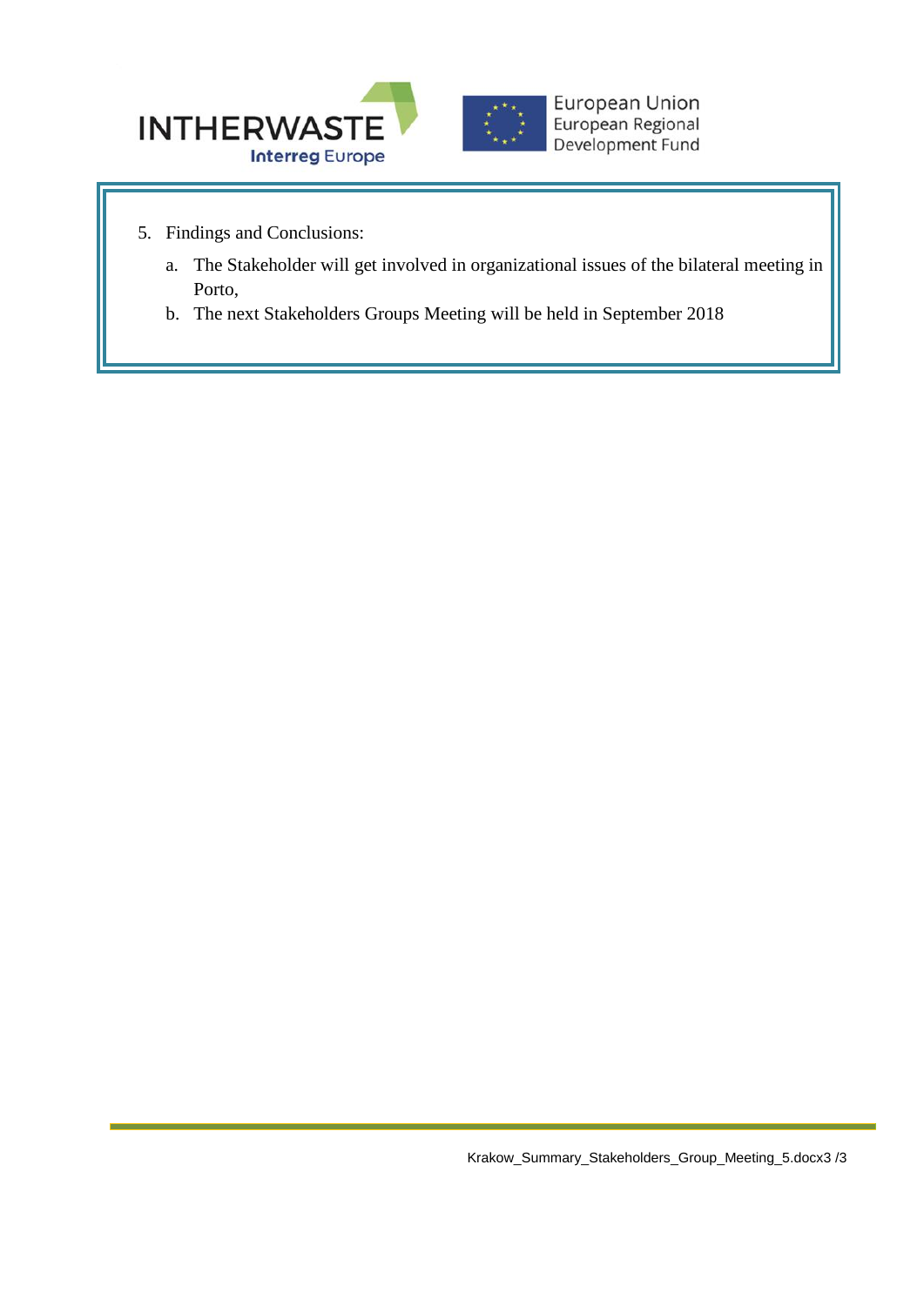5. Findings and Conclusions:
   a. The Stakeholder will get involved in organizational issues of the bilateral meeting in Porto,
   b. The next Stakeholders Groups Meeting will be held in September 2018